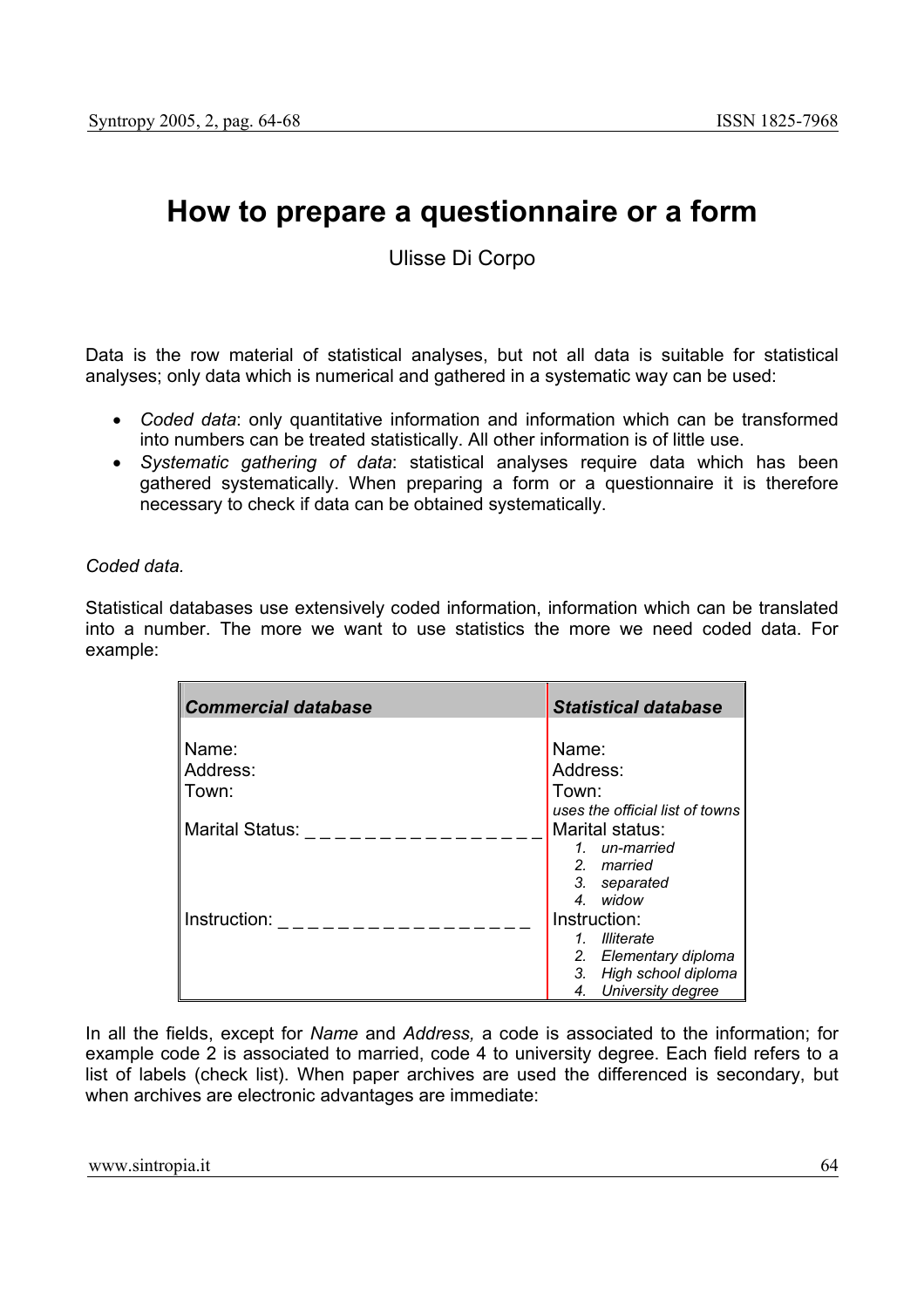# How to prepare a questionnaire or a form

Ulisse Di Corpo

Data is the row material of statistical analyses, but not all data is suitable for statistical analyses; only data which is numerical and gathered in a systematic way can be used:

- *Coded data*: only quantitative information and information which can be transformed into numbers can be treated statistically. All other information is of little use.
- *Systematic gathering of data*: statistical analyses require data which has been gathered systematically. When preparing a form or a questionnaire it is therefore necessary to check if data can be obtained systematically.

*Coded data.*

Statistical databases use extensively coded information, information which can be translated into a number. The more we want to use statistics the more we need coded data. For example:

| ***Commercial database*** | ***Statistical database*** |
| --- | --- |
| Name: | Name: |
| Address: | Address: |
| Town: | Town: *uses the official list of towns* |
| Marital Status: _ _ _ _ _ _ _ _ _ _ _ _ _ _ _ _ | Marital status: *1. un-married* *2. married* *3. separated* *4. widow* |
| Instruction: _ _ _ _ _ _ _ _ _ _ _ _ _ _ _ _ _ _ | Instruction: *1. Illiterate* *2. Elementary diploma* *3. High school diploma* *4. University degree* |

In all the fields, except for *Name* and *Address,* a code is associated to the information; for example code 2 is associated to married, code 4 to university degree. Each field refers to a list of labels (check list). When paper archives are used the differenced is secondary, but when archives are electronic advantages are immediate: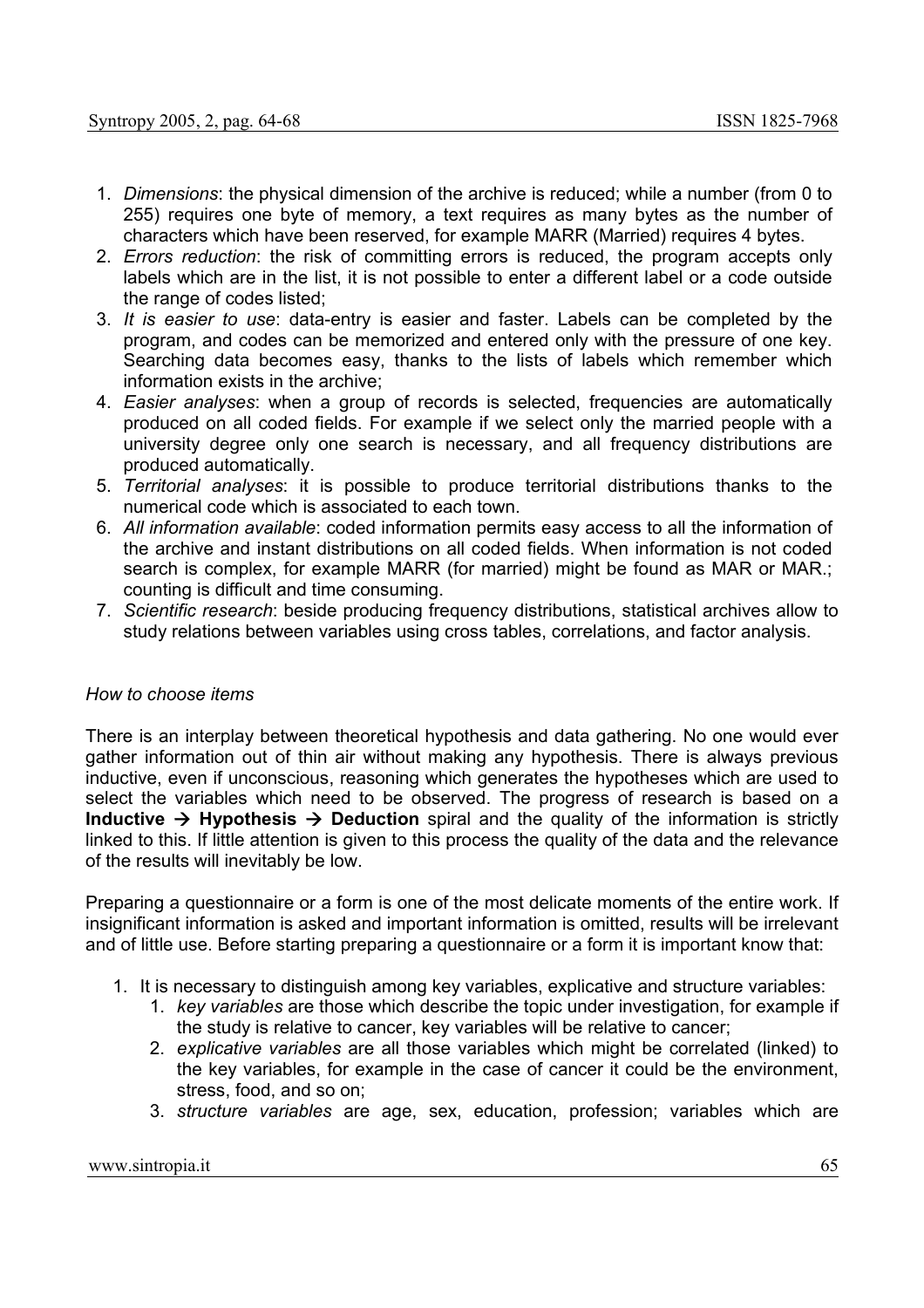1. *Dimensions*: the physical dimension of the archive is reduced; while a number (from 0 to 255) requires one byte of memory, a text requires as many bytes as the number of characters which have been reserved, for example MARR (Married) requires 4 bytes.
2. *Errors reduction*: the risk of committing errors is reduced, the program accepts only labels which are in the list, it is not possible to enter a different label or a code outside the range of codes listed;
3. *It is easier to use*: data-entry is easier and faster. Labels can be completed by the program, and codes can be memorized and entered only with the pressure of one key. Searching data becomes easy, thanks to the lists of labels which remember which information exists in the archive;
4. *Easier analyses*: when a group of records is selected, frequencies are automatically produced on all coded fields. For example if we select only the married people with a university degree only one search is necessary, and all frequency distributions are produced automatically.
5. *Territorial analyses*: it is possible to produce territorial distributions thanks to the numerical code which is associated to each town.
6. *All information available*: coded information permits easy access to all the information of the archive and instant distributions on all coded fields. When information is not coded search is complex, for example MARR (for married) might be found as MAR or MAR.; counting is difficult and time consuming.
7. *Scientific research*: beside producing frequency distributions, statistical archives allow to study relations between variables using cross tables, correlations, and factor analysis.

*How to choose items*

There is an interplay between theoretical hypothesis and data gathering. No one would ever gather information out of thin air without making any hypothesis. There is always previous inductive, even if unconscious, reasoning which generates the hypotheses which are used to select the variables which need to be observed. The progress of research is based on a **Inductive → Hypothesis → Deduction** spiral and the quality of the information is strictly linked to this. If little attention is given to this process the quality of the data and the relevance of the results will inevitably be low.

Preparing a questionnaire or a form is one of the most delicate moments of the entire work. If insignificant information is asked and important information is omitted, results will be irrelevant and of little use. Before starting preparing a questionnaire or a form it is important know that:

1. It is necessary to distinguish among key variables, explicative and structure variables:
    1. *key variables* are those which describe the topic under investigation, for example if the study is relative to cancer, key variables will be relative to cancer;
    2. *explicative variables* are all those variables which might be correlated (linked) to the key variables, for example in the case of cancer it could be the environment, stress, food, and so on;
    3. *structure variables* are age, sex, education, profession; variables which are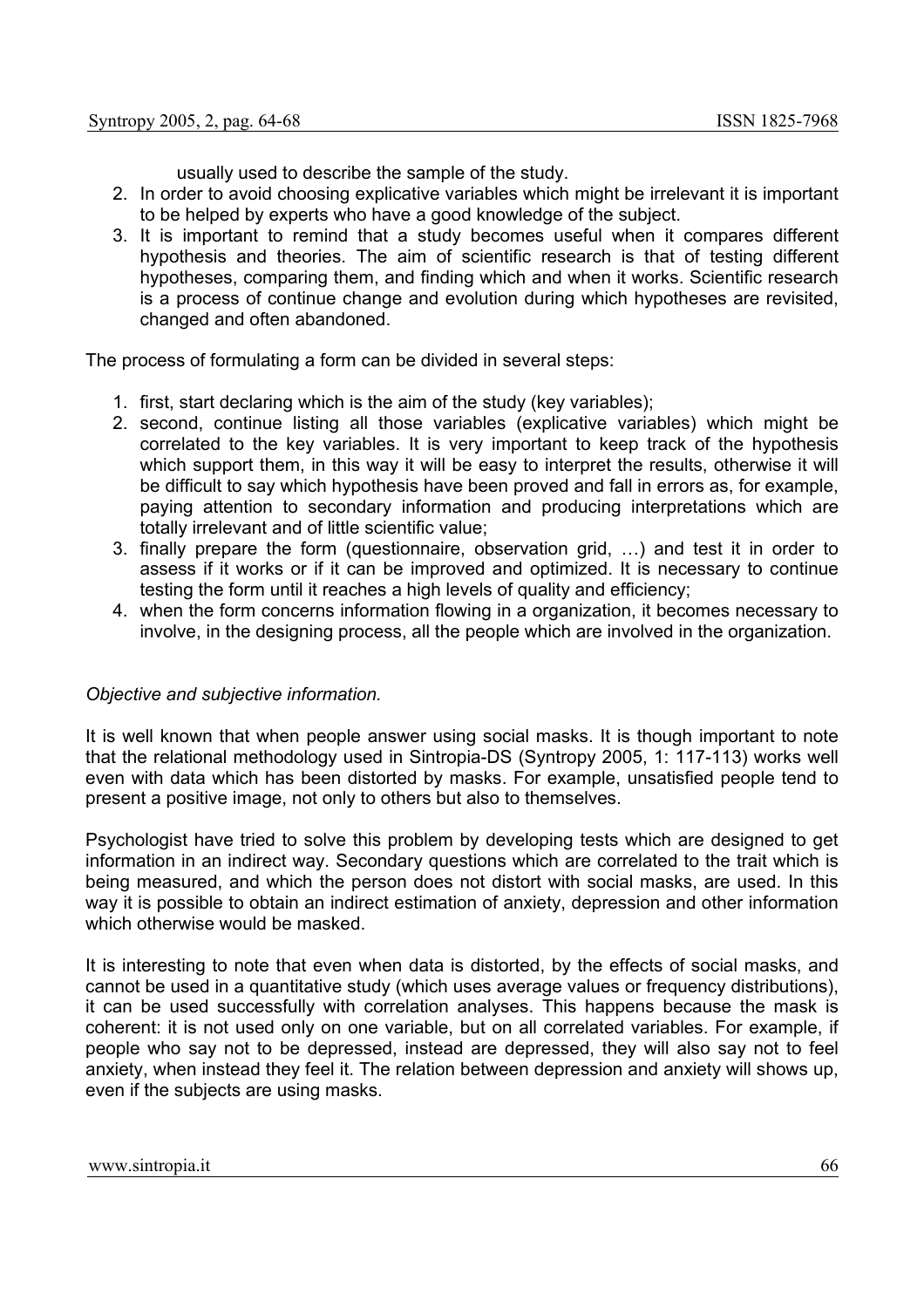usually used to describe the sample of the study.

2. In order to avoid choosing explicative variables which might be irrelevant it is important to be helped by experts who have a good knowledge of the subject.
3. It is important to remind that a study becomes useful when it compares different hypothesis and theories. The aim of scientific research is that of testing different hypotheses, comparing them, and finding which and when it works. Scientific research is a process of continue change and evolution during which hypotheses are revisited, changed and often abandoned.

The process of formulating a form can be divided in several steps:

1. first, start declaring which is the aim of the study (key variables);
2. second, continue listing all those variables (explicative variables) which might be correlated to the key variables. It is very important to keep track of the hypothesis which support them, in this way it will be easy to interpret the results, otherwise it will be difficult to say which hypothesis have been proved and fall in errors as, for example, paying attention to secondary information and producing interpretations which are totally irrelevant and of little scientific value;
3. finally prepare the form (questionnaire, observation grid, …) and test it in order to assess if it works or if it can be improved and optimized. It is necessary to continue testing the form until it reaches a high levels of quality and efficiency;
4. when the form concerns information flowing in a organization, it becomes necessary to involve, in the designing process, all the people which are involved in the organization.

*Objective and subjective information.*

It is well known that when people answer using social masks. It is though important to note that the relational methodology used in Sintropia-DS (Syntropy 2005, 1: 117-113) works well even with data which has been distorted by masks. For example, unsatisfied people tend to present a positive image, not only to others but also to themselves.

Psychologist have tried to solve this problem by developing tests which are designed to get information in an indirect way. Secondary questions which are correlated to the trait which is being measured, and which the person does not distort with social masks, are used. In this way it is possible to obtain an indirect estimation of anxiety, depression and other information which otherwise would be masked.

It is interesting to note that even when data is distorted, by the effects of social masks, and cannot be used in a quantitative study (which uses average values or frequency distributions), it can be used successfully with correlation analyses. This happens because the mask is coherent: it is not used only on one variable, but on all correlated variables. For example, if people who say not to be depressed, instead are depressed, they will also say not to feel anxiety, when instead they feel it. The relation between depression and anxiety will shows up, even if the subjects are using masks.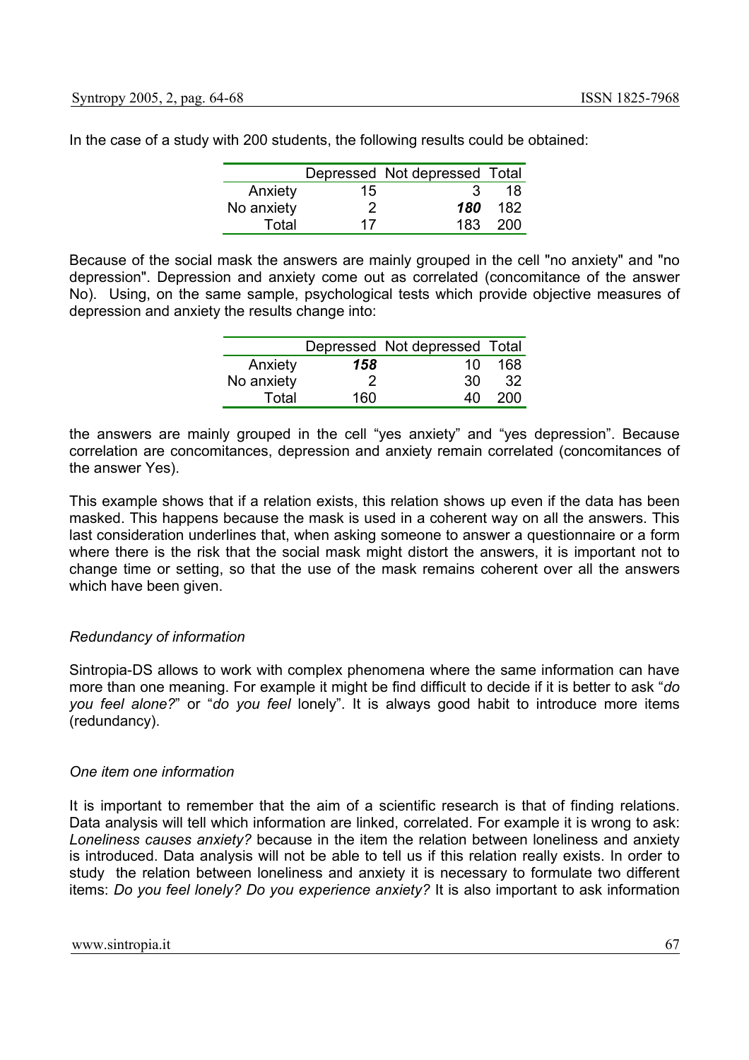In the case of a study with 200 students, the following results could be obtained:

| | Depressed | Not depressed | Total |
|---|---|---|---|
| Anxiety | 15 | 3 | 18 |
| No anxiety | 2 | ***180*** | 182 |
| Total | 17 | 183 | 200 |

Because of the social mask the answers are mainly grouped in the cell "no anxiety" and "no depression". Depression and anxiety come out as correlated (concomitance of the answer No). Using, on the same sample, psychological tests which provide objective measures of depression and anxiety the results change into:

| | Depressed | Not depressed | Total |
|---|---|---|---|
| Anxiety | ***158*** | 10 | 168 |
| No anxiety | 2 | 30 | 32 |
| Total | 160 | 40 | 200 |

the answers are mainly grouped in the cell "yes anxiety" and "yes depression". Because correlation are concomitances, depression and anxiety remain correlated (concomitances of the answer Yes).

This example shows that if a relation exists, this relation shows up even if the data has been masked. This happens because the mask is used in a coherent way on all the answers. This last consideration underlines that, when asking someone to answer a questionnaire or a form where there is the risk that the social mask might distort the answers, it is important not to change time or setting, so that the use of the mask remains coherent over all the answers which have been given.

*Redundancy of information*

Sintropia-DS allows to work with complex phenomena where the same information can have more than one meaning. For example it might be find difficult to decide if it is better to ask "*do you feel alone?*" or "*do you feel* lonely". It is always good habit to introduce more items (redundancy).

*One item one information*

It is important to remember that the aim of a scientific research is that of finding relations. Data analysis will tell which information are linked, correlated. For example it is wrong to ask: *Loneliness causes anxiety?* because in the item the relation between loneliness and anxiety is introduced. Data analysis will not be able to tell us if this relation really exists. In order to study the relation between loneliness and anxiety it is necessary to formulate two different items: *Do you feel lonely? Do you experience anxiety?* It is also important to ask information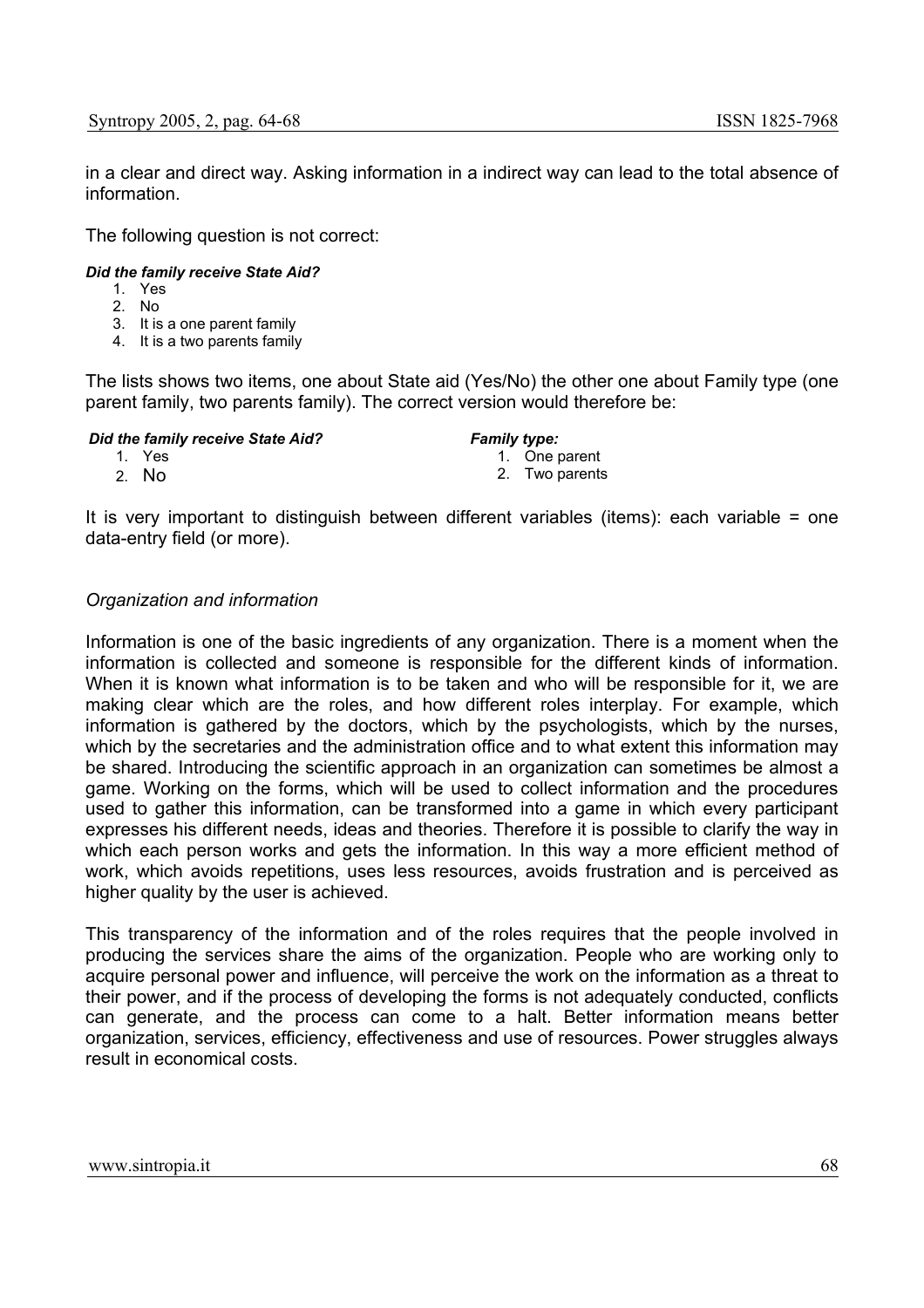in a clear and direct way. Asking information in a indirect way can lead to the total absence of information.

The following question is not correct:

***Did the family receive State Aid?***

1. Yes
2. No
3. It is a one parent family
4. It is a two parents family

The lists shows two items, one about State aid (Yes/No) the other one about Family type (one parent family, two parents family). The correct version would therefore be:

***Did the family receive State Aid?***

1. Yes
2. No

***Family type:***

1. One parent
2. Two parents

It is very important to distinguish between different variables (items): each variable = one data-entry field (or more).

*Organization and information*

Information is one of the basic ingredients of any organization. There is a moment when the information is collected and someone is responsible for the different kinds of information. When it is known what information is to be taken and who will be responsible for it, we are making clear which are the roles, and how different roles interplay. For example, which information is gathered by the doctors, which by the psychologists, which by the nurses, which by the secretaries and the administration office and to what extent this information may be shared. Introducing the scientific approach in an organization can sometimes be almost a game. Working on the forms, which will be used to collect information and the procedures used to gather this information, can be transformed into a game in which every participant expresses his different needs, ideas and theories. Therefore it is possible to clarify the way in which each person works and gets the information. In this way a more efficient method of work, which avoids repetitions, uses less resources, avoids frustration and is perceived as higher quality by the user is achieved.

This transparency of the information and of the roles requires that the people involved in producing the services share the aims of the organization. People who are working only to acquire personal power and influence, will perceive the work on the information as a threat to their power, and if the process of developing the forms is not adequately conducted, conflicts can generate, and the process can come to a halt. Better information means better organization, services, efficiency, effectiveness and use of resources. Power struggles always result in economical costs.